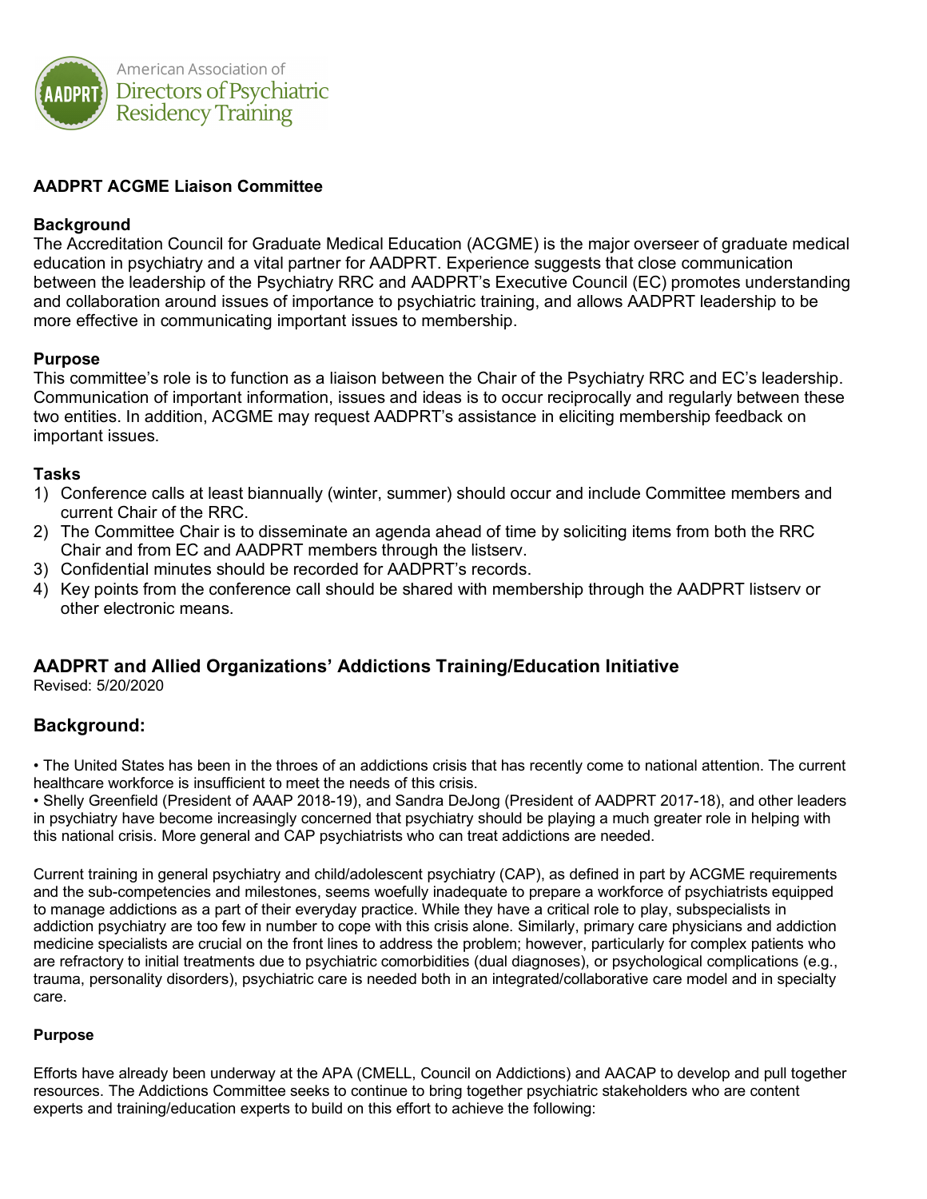American Association of Directors of Psychiatric Residency Training

**AADPRT ACGME Liaison Committee**

**Background**
The Accreditation Council for Graduate Medical Education (ACGME) is the major overseer of graduate medical education in psychiatry and a vital partner for AADPRT. Experience suggests that close communication between the leadership of the Psychiatry RRC and AADPRT's Executive Council (EC) promotes understanding and collaboration around issues of importance to psychiatric training, and allows AADPRT leadership to be more effective in communicating important issues to membership.

**Purpose**
This committee's role is to function as a liaison between the Chair of the Psychiatry RRC and EC's leadership. Communication of important information, issues and ideas is to occur reciprocally and regularly between these two entities. In addition, ACGME may request AADPRT's assistance in eliciting membership feedback on important issues.

**Tasks**
1) Conference calls at least biannually (winter, summer) should occur and include Committee members and current Chair of the RRC.
2) The Committee Chair is to disseminate an agenda ahead of time by soliciting items from both the RRC Chair and from EC and AADPRT members through the listserv.
3) Confidential minutes should be recorded for AADPRT's records.
4) Key points from the conference call should be shared with membership through the AADPRT listserv or other electronic means.

## AADPRT and Allied Organizations' Addictions Training/Education Initiative

Revised: 5/20/2020

## Background:

• The United States has been in the throes of an addictions crisis that has recently come to national attention. The current healthcare workforce is insufficient to meet the needs of this crisis.
• Shelly Greenfield (President of AAAP 2018-19), and Sandra DeJong (President of AADPRT 2017-18), and other leaders in psychiatry have become increasingly concerned that psychiatry should be playing a much greater role in helping with this national crisis. More general and CAP psychiatrists who can treat addictions are needed.

Current training in general psychiatry and child/adolescent psychiatry (CAP), as defined in part by ACGME requirements and the sub-competencies and milestones, seems woefully inadequate to prepare a workforce of psychiatrists equipped to manage addictions as a part of their everyday practice. While they have a critical role to play, subspecialists in addiction psychiatry are too few in number to cope with this crisis alone. Similarly, primary care physicians and addiction medicine specialists are crucial on the front lines to address the problem; however, particularly for complex patients who are refractory to initial treatments due to psychiatric comorbidities (dual diagnoses), or psychological complications (e.g., trauma, personality disorders), psychiatric care is needed both in an integrated/collaborative care model and in specialty care.

**Purpose**

Efforts have already been underway at the APA (CMELL, Council on Addictions) and AACAP to develop and pull together resources. The Addictions Committee seeks to continue to bring together psychiatric stakeholders who are content experts and training/education experts to build on this effort to achieve the following: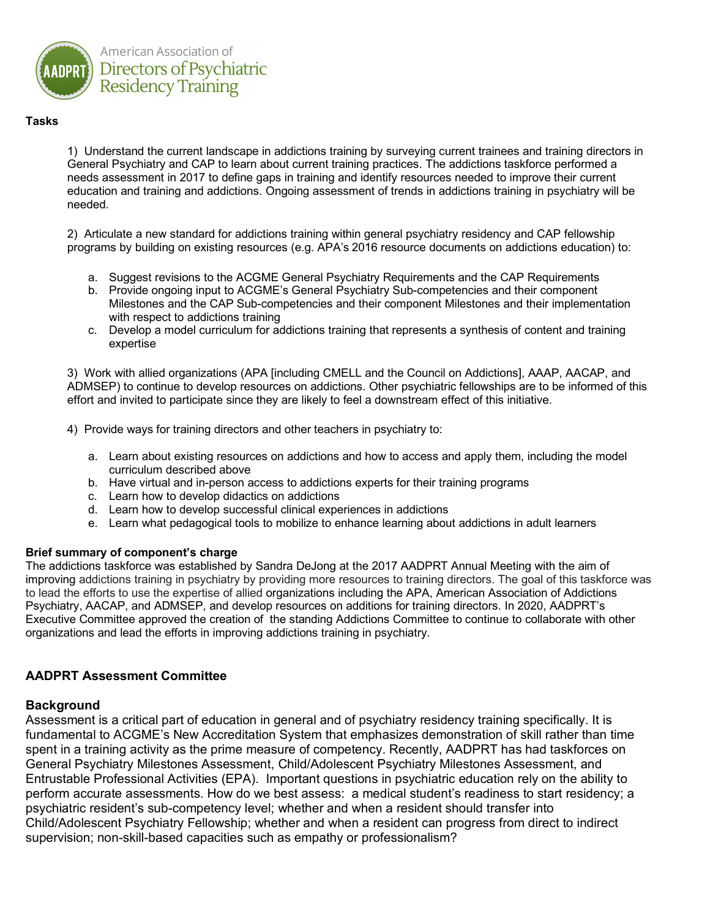**Tasks**

1) Understand the current landscape in addictions training by surveying current trainees and training directors in General Psychiatry and CAP to learn about current training practices. The addictions taskforce performed a needs assessment in 2017 to define gaps in training and identify resources needed to improve their current education and training and addictions. Ongoing assessment of trends in addictions training in psychiatry will be needed.

2) Articulate a new standard for addictions training within general psychiatry residency and CAP fellowship programs by building on existing resources (e.g. APA's 2016 resource documents on addictions education) to:

a. Suggest revisions to the ACGME General Psychiatry Requirements and the CAP Requirements
b. Provide ongoing input to ACGME's General Psychiatry Sub-competencies and their component Milestones and the CAP Sub-competencies and their component Milestones and their implementation with respect to addictions training
c. Develop a model curriculum for addictions training that represents a synthesis of content and training expertise

3) Work with allied organizations (APA [including CMELL and the Council on Addictions], AAAP, AACAP, and ADMSEP) to continue to develop resources on addictions. Other psychiatric fellowships are to be informed of this effort and invited to participate since they are likely to feel a downstream effect of this initiative.

4) Provide ways for training directors and other teachers in psychiatry to:

a. Learn about existing resources on addictions and how to access and apply them, including the model curriculum described above
b. Have virtual and in-person access to addictions experts for their training programs
c. Learn how to develop didactics on addictions
d. Learn how to develop successful clinical experiences in addictions
e. Learn what pedagogical tools to mobilize to enhance learning about addictions in adult learners

**Brief summary of component's charge**

The addictions taskforce was established by Sandra DeJong at the 2017 AADPRT Annual Meeting with the aim of improving addictions training in psychiatry by providing more resources to training directors. The goal of this taskforce was to lead the efforts to use the expertise of allied organizations including the APA, American Association of Addictions Psychiatry, AACAP, and ADMSEP, and develop resources on additions for training directors. In 2020, AADPRT's Executive Committee approved the creation of the standing Addictions Committee to continue to collaborate with other organizations and lead the efforts in improving addictions training in psychiatry.

## AADPRT Assessment Committee

### Background

Assessment is a critical part of education in general and of psychiatry residency training specifically. It is fundamental to ACGME's New Accreditation System that emphasizes demonstration of skill rather than time spent in a training activity as the prime measure of competency. Recently, AADPRT has had taskforces on General Psychiatry Milestones Assessment, Child/Adolescent Psychiatry Milestones Assessment, and Entrustable Professional Activities (EPA). Important questions in psychiatric education rely on the ability to perform accurate assessments. How do we best assess: a medical student's readiness to start residency; a psychiatric resident's sub-competency level; whether and when a resident should transfer into Child/Adolescent Psychiatry Fellowship; whether and when a resident can progress from direct to indirect supervision; non-skill-based capacities such as empathy or professionalism?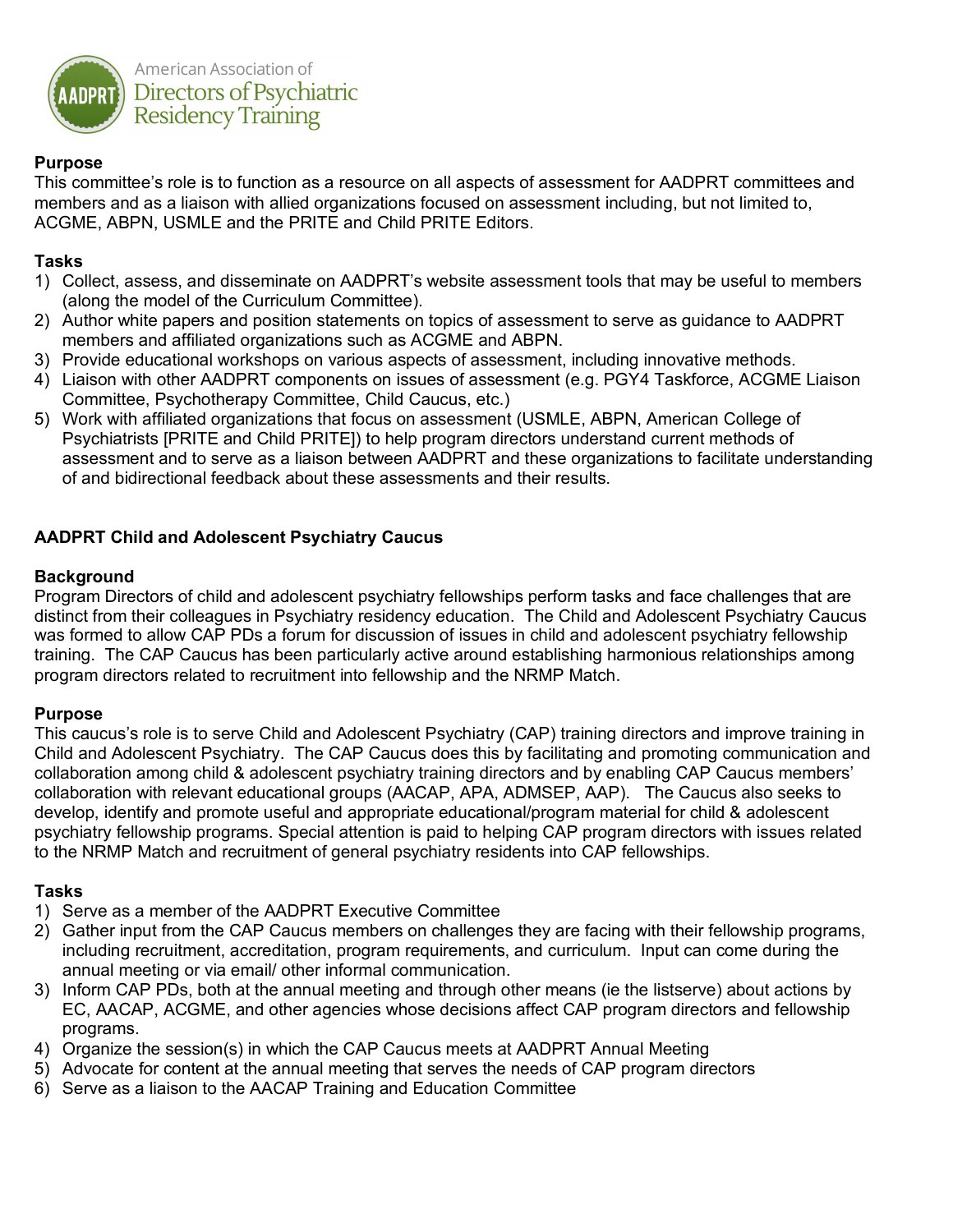**Purpose**
This committee's role is to function as a resource on all aspects of assessment for AADPRT committees and members and as a liaison with allied organizations focused on assessment including, but not limited to, ACGME, ABPN, USMLE and the PRITE and Child PRITE Editors.

**Tasks**

1) Collect, assess, and disseminate on AADPRT's website assessment tools that may be useful to members (along the model of the Curriculum Committee).
2) Author white papers and position statements on topics of assessment to serve as guidance to AADPRT members and affiliated organizations such as ACGME and ABPN.
3) Provide educational workshops on various aspects of assessment, including innovative methods.
4) Liaison with other AADPRT components on issues of assessment (e.g. PGY4 Taskforce, ACGME Liaison Committee, Psychotherapy Committee, Child Caucus, etc.)
5) Work with affiliated organizations that focus on assessment (USMLE, ABPN, American College of Psychiatrists [PRITE and Child PRITE]) to help program directors understand current methods of assessment and to serve as a liaison between AADPRT and these organizations to facilitate understanding of and bidirectional feedback about these assessments and their results.

## AADPRT Child and Adolescent Psychiatry Caucus

**Background**
Program Directors of child and adolescent psychiatry fellowships perform tasks and face challenges that are distinct from their colleagues in Psychiatry residency education. The Child and Adolescent Psychiatry Caucus was formed to allow CAP PDs a forum for discussion of issues in child and adolescent psychiatry fellowship training. The CAP Caucus has been particularly active around establishing harmonious relationships among program directors related to recruitment into fellowship and the NRMP Match.

**Purpose**
This caucus's role is to serve Child and Adolescent Psychiatry (CAP) training directors and improve training in Child and Adolescent Psychiatry. The CAP Caucus does this by facilitating and promoting communication and collaboration among child & adolescent psychiatry training directors and by enabling CAP Caucus members' collaboration with relevant educational groups (AACAP, APA, ADMSEP, AAP). The Caucus also seeks to develop, identify and promote useful and appropriate educational/program material for child & adolescent psychiatry fellowship programs. Special attention is paid to helping CAP program directors with issues related to the NRMP Match and recruitment of general psychiatry residents into CAP fellowships.

**Tasks**

1) Serve as a member of the AADPRT Executive Committee
2) Gather input from the CAP Caucus members on challenges they are facing with their fellowship programs, including recruitment, accreditation, program requirements, and curriculum. Input can come during the annual meeting or via email/ other informal communication.
3) Inform CAP PDs, both at the annual meeting and through other means (ie the listserve) about actions by EC, AACAP, ACGME, and other agencies whose decisions affect CAP program directors and fellowship programs.
4) Organize the session(s) in which the CAP Caucus meets at AADPRT Annual Meeting
5) Advocate for content at the annual meeting that serves the needs of CAP program directors
6) Serve as a liaison to the AACAP Training and Education Committee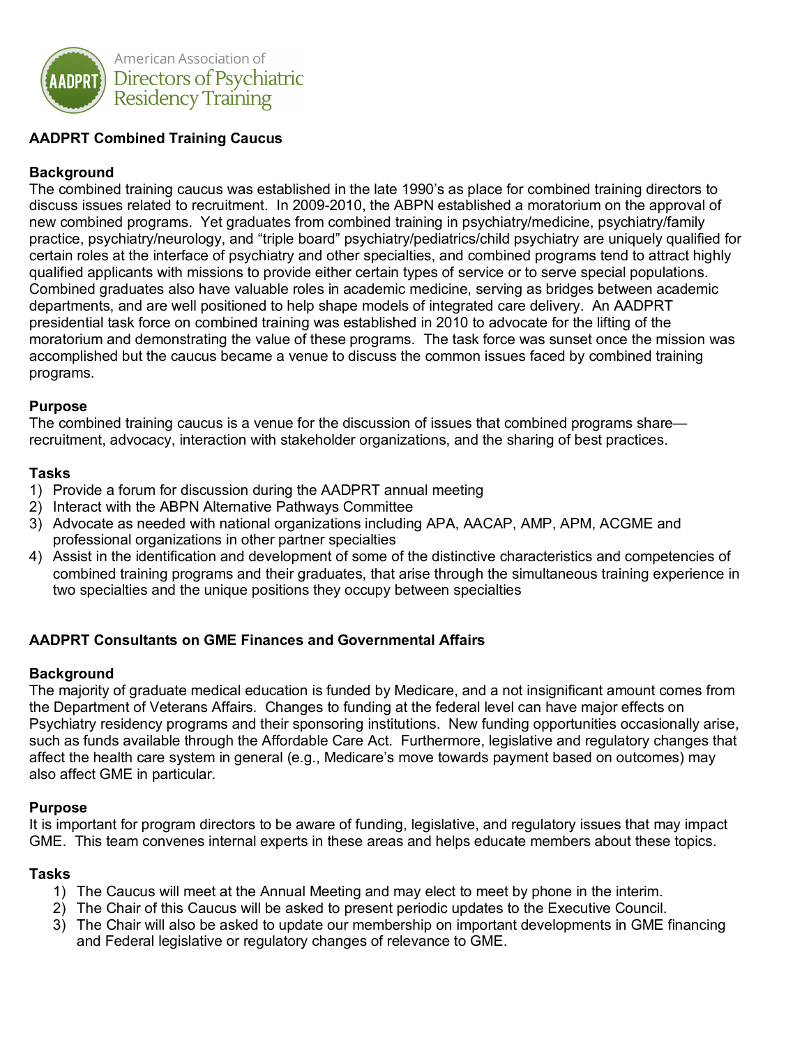American Association of Directors of Psychiatric Residency Training

## AADPRT Combined Training Caucus

### Background

The combined training caucus was established in the late 1990's as place for combined training directors to discuss issues related to recruitment. In 2009-2010, the ABPN established a moratorium on the approval of new combined programs. Yet graduates from combined training in psychiatry/medicine, psychiatry/family practice, psychiatry/neurology, and "triple board" psychiatry/pediatrics/child psychiatry are uniquely qualified for certain roles at the interface of psychiatry and other specialties, and combined programs tend to attract highly qualified applicants with missions to provide either certain types of service or to serve special populations. Combined graduates also have valuable roles in academic medicine, serving as bridges between academic departments, and are well positioned to help shape models of integrated care delivery. An AADPRT presidential task force on combined training was established in 2010 to advocate for the lifting of the moratorium and demonstrating the value of these programs. The task force was sunset once the mission was accomplished but the caucus became a venue to discuss the common issues faced by combined training programs.

### Purpose

The combined training caucus is a venue for the discussion of issues that combined programs share—recruitment, advocacy, interaction with stakeholder organizations, and the sharing of best practices.

### Tasks

1) Provide a forum for discussion during the AADPRT annual meeting
2) Interact with the ABPN Alternative Pathways Committee
3) Advocate as needed with national organizations including APA, AACAP, AMP, APM, ACGME and professional organizations in other partner specialties
4) Assist in the identification and development of some of the distinctive characteristics and competencies of combined training programs and their graduates, that arise through the simultaneous training experience in two specialties and the unique positions they occupy between specialties

## AADPRT Consultants on GME Finances and Governmental Affairs

### Background

The majority of graduate medical education is funded by Medicare, and a not insignificant amount comes from the Department of Veterans Affairs. Changes to funding at the federal level can have major effects on Psychiatry residency programs and their sponsoring institutions. New funding opportunities occasionally arise, such as funds available through the Affordable Care Act. Furthermore, legislative and regulatory changes that affect the health care system in general (e.g., Medicare's move towards payment based on outcomes) may also affect GME in particular.

### Purpose

It is important for program directors to be aware of funding, legislative, and regulatory issues that may impact GME. This team convenes internal experts in these areas and helps educate members about these topics.

### Tasks

1) The Caucus will meet at the Annual Meeting and may elect to meet by phone in the interim.
2) The Chair of this Caucus will be asked to present periodic updates to the Executive Council.
3) The Chair will also be asked to update our membership on important developments in GME financing and Federal legislative or regulatory changes of relevance to GME.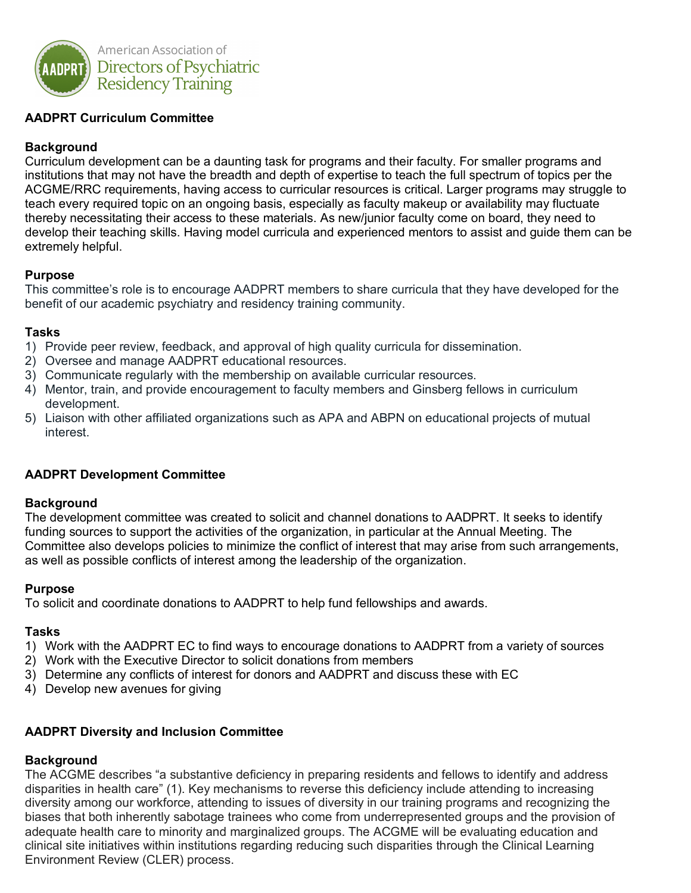American Association of Directors of Psychiatric Residency Training

**AADPRT Curriculum Committee**

**Background**
Curriculum development can be a daunting task for programs and their faculty. For smaller programs and institutions that may not have the breadth and depth of expertise to teach the full spectrum of topics per the ACGME/RRC requirements, having access to curricular resources is critical. Larger programs may struggle to teach every required topic on an ongoing basis, especially as faculty makeup or availability may fluctuate thereby necessitating their access to these materials. As new/junior faculty come on board, they need to develop their teaching skills. Having model curricula and experienced mentors to assist and guide them can be extremely helpful.

**Purpose**
This committee's role is to encourage AADPRT members to share curricula that they have developed for the benefit of our academic psychiatry and residency training community.

**Tasks**
1) Provide peer review, feedback, and approval of high quality curricula for dissemination.
2) Oversee and manage AADPRT educational resources.
3) Communicate regularly with the membership on available curricular resources.
4) Mentor, train, and provide encouragement to faculty members and Ginsberg fellows in curriculum development.
5) Liaison with other affiliated organizations such as APA and ABPN on educational projects of mutual interest.

**AADPRT Development Committee**

**Background**
The development committee was created to solicit and channel donations to AADPRT. It seeks to identify funding sources to support the activities of the organization, in particular at the Annual Meeting. The Committee also develops policies to minimize the conflict of interest that may arise from such arrangements, as well as possible conflicts of interest among the leadership of the organization.

**Purpose**
To solicit and coordinate donations to AADPRT to help fund fellowships and awards.

**Tasks**
1) Work with the AADPRT EC to find ways to encourage donations to AADPRT from a variety of sources
2) Work with the Executive Director to solicit donations from members
3) Determine any conflicts of interest for donors and AADPRT and discuss these with EC
4) Develop new avenues for giving

**AADPRT Diversity and Inclusion Committee**

**Background**
The ACGME describes "a substantive deficiency in preparing residents and fellows to identify and address disparities in health care" (1). Key mechanisms to reverse this deficiency include attending to increasing diversity among our workforce, attending to issues of diversity in our training programs and recognizing the biases that both inherently sabotage trainees who come from underrepresented groups and the provision of adequate health care to minority and marginalized groups. The ACGME will be evaluating education and clinical site initiatives within institutions regarding reducing such disparities through the Clinical Learning Environment Review (CLER) process.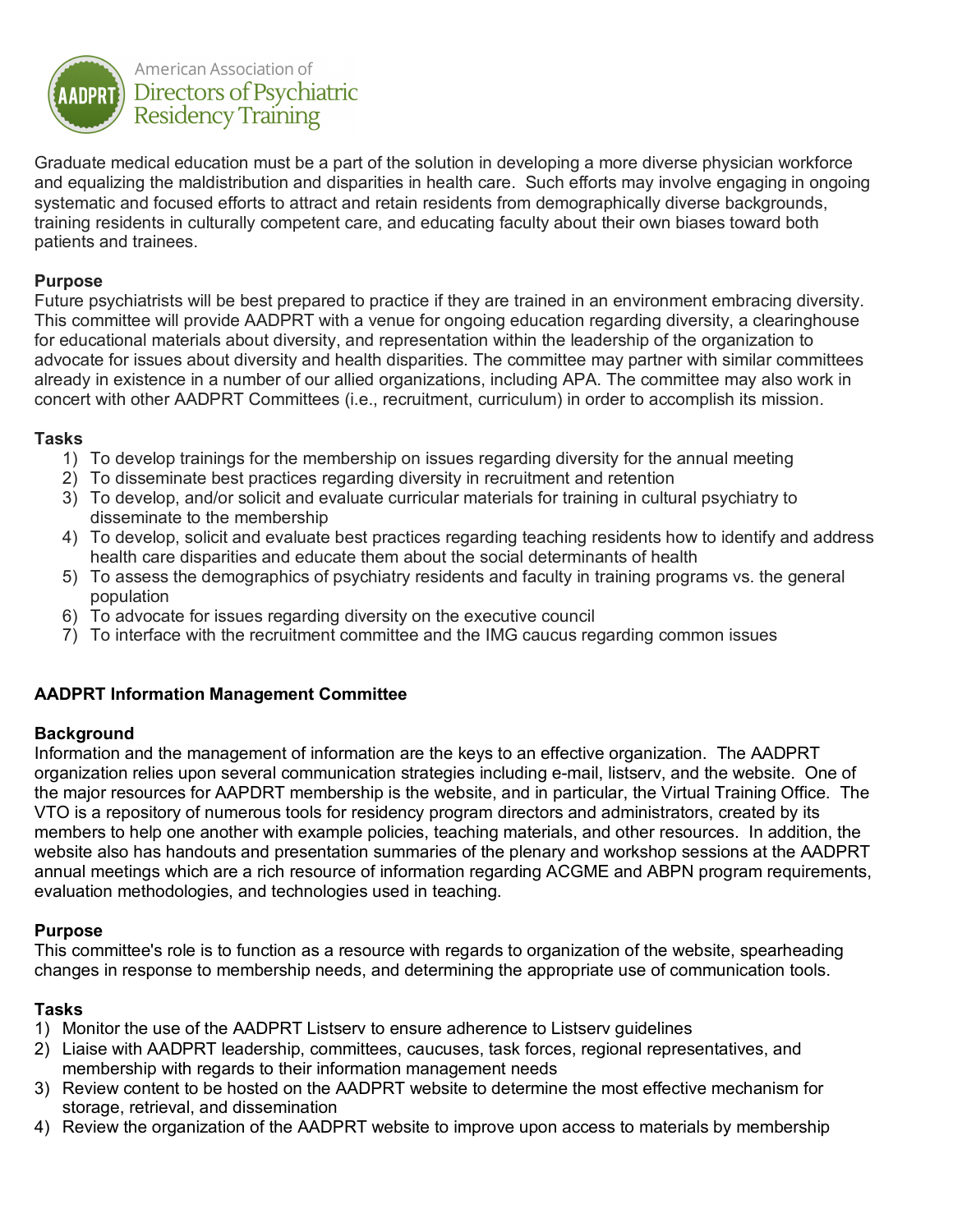Graduate medical education must be a part of the solution in developing a more diverse physician workforce and equalizing the maldistribution and disparities in health care. Such efforts may involve engaging in ongoing systematic and focused efforts to attract and retain residents from demographically diverse backgrounds, training residents in culturally competent care, and educating faculty about their own biases toward both patients and trainees.

**Purpose**
Future psychiatrists will be best prepared to practice if they are trained in an environment embracing diversity. This committee will provide AADPRT with a venue for ongoing education regarding diversity, a clearinghouse for educational materials about diversity, and representation within the leadership of the organization to advocate for issues about diversity and health disparities. The committee may partner with similar committees already in existence in a number of our allied organizations, including APA. The committee may also work in concert with other AADPRT Committees (i.e., recruitment, curriculum) in order to accomplish its mission.

**Tasks**

1) To develop trainings for the membership on issues regarding diversity for the annual meeting
2) To disseminate best practices regarding diversity in recruitment and retention
3) To develop, and/or solicit and evaluate curricular materials for training in cultural psychiatry to disseminate to the membership
4) To develop, solicit and evaluate best practices regarding teaching residents how to identify and address health care disparities and educate them about the social determinants of health
5) To assess the demographics of psychiatry residents and faculty in training programs vs. the general population
6) To advocate for issues regarding diversity on the executive council
7) To interface with the recruitment committee and the IMG caucus regarding common issues

**AADPRT Information Management Committee**

**Background**
Information and the management of information are the keys to an effective organization. The AADPRT organization relies upon several communication strategies including e-mail, listserv, and the website. One of the major resources for AAPDRT membership is the website, and in particular, the Virtual Training Office. The VTO is a repository of numerous tools for residency program directors and administrators, created by its members to help one another with example policies, teaching materials, and other resources. In addition, the website also has handouts and presentation summaries of the plenary and workshop sessions at the AADPRT annual meetings which are a rich resource of information regarding ACGME and ABPN program requirements, evaluation methodologies, and technologies used in teaching.

**Purpose**
This committee's role is to function as a resource with regards to organization of the website, spearheading changes in response to membership needs, and determining the appropriate use of communication tools.

**Tasks**

1) Monitor the use of the AADPRT Listserv to ensure adherence to Listserv guidelines
2) Liaise with AADPRT leadership, committees, caucuses, task forces, regional representatives, and membership with regards to their information management needs
3) Review content to be hosted on the AADPRT website to determine the most effective mechanism for storage, retrieval, and dissemination
4) Review the organization of the AADPRT website to improve upon access to materials by membership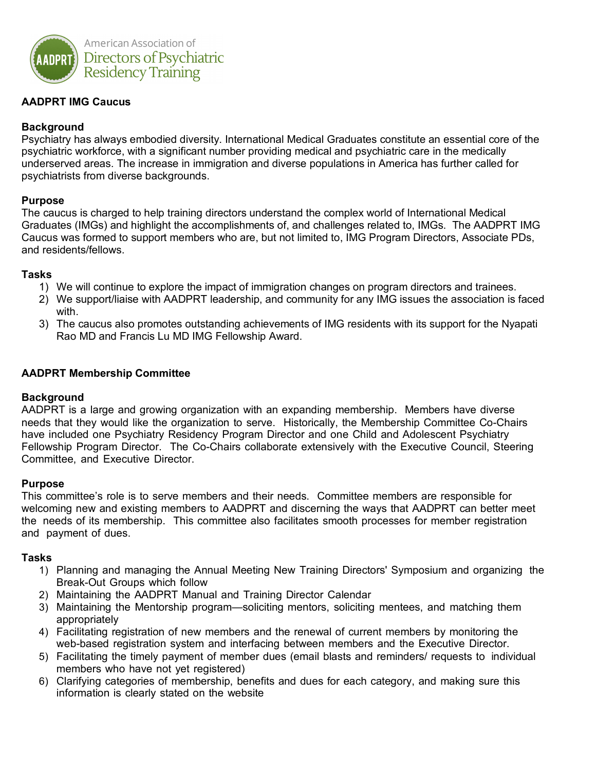## AADPRT IMG Caucus

### Background

Psychiatry has always embodied diversity. International Medical Graduates constitute an essential core of the psychiatric workforce, with a significant number providing medical and psychiatric care in the medically underserved areas. The increase in immigration and diverse populations in America has further called for psychiatrists from diverse backgrounds.

### Purpose

The caucus is charged to help training directors understand the complex world of International Medical Graduates (IMGs) and highlight the accomplishments of, and challenges related to, IMGs. The AADPRT IMG Caucus was formed to support members who are, but not limited to, IMG Program Directors, Associate PDs, and residents/fellows.

### Tasks

1) We will continue to explore the impact of immigration changes on program directors and trainees.
2) We support/liaise with AADPRT leadership, and community for any IMG issues the association is faced with.
3) The caucus also promotes outstanding achievements of IMG residents with its support for the Nyapati Rao MD and Francis Lu MD IMG Fellowship Award.

## AADPRT Membership Committee

### Background

AADPRT is a large and growing organization with an expanding membership. Members have diverse needs that they would like the organization to serve. Historically, the Membership Committee Co-Chairs have included one Psychiatry Residency Program Director and one Child and Adolescent Psychiatry Fellowship Program Director. The Co-Chairs collaborate extensively with the Executive Council, Steering Committee, and Executive Director.

### Purpose

This committee's role is to serve members and their needs. Committee members are responsible for welcoming new and existing members to AADPRT and discerning the ways that AADPRT can better meet the needs of its membership. This committee also facilitates smooth processes for member registration and payment of dues.

### Tasks

1) Planning and managing the Annual Meeting New Training Directors' Symposium and organizing the Break-Out Groups which follow
2) Maintaining the AADPRT Manual and Training Director Calendar
3) Maintaining the Mentorship program—soliciting mentors, soliciting mentees, and matching them appropriately
4) Facilitating registration of new members and the renewal of current members by monitoring the web-based registration system and interfacing between members and the Executive Director.
5) Facilitating the timely payment of member dues (email blasts and reminders/ requests to individual members who have not yet registered)
6) Clarifying categories of membership, benefits and dues for each category, and making sure this information is clearly stated on the website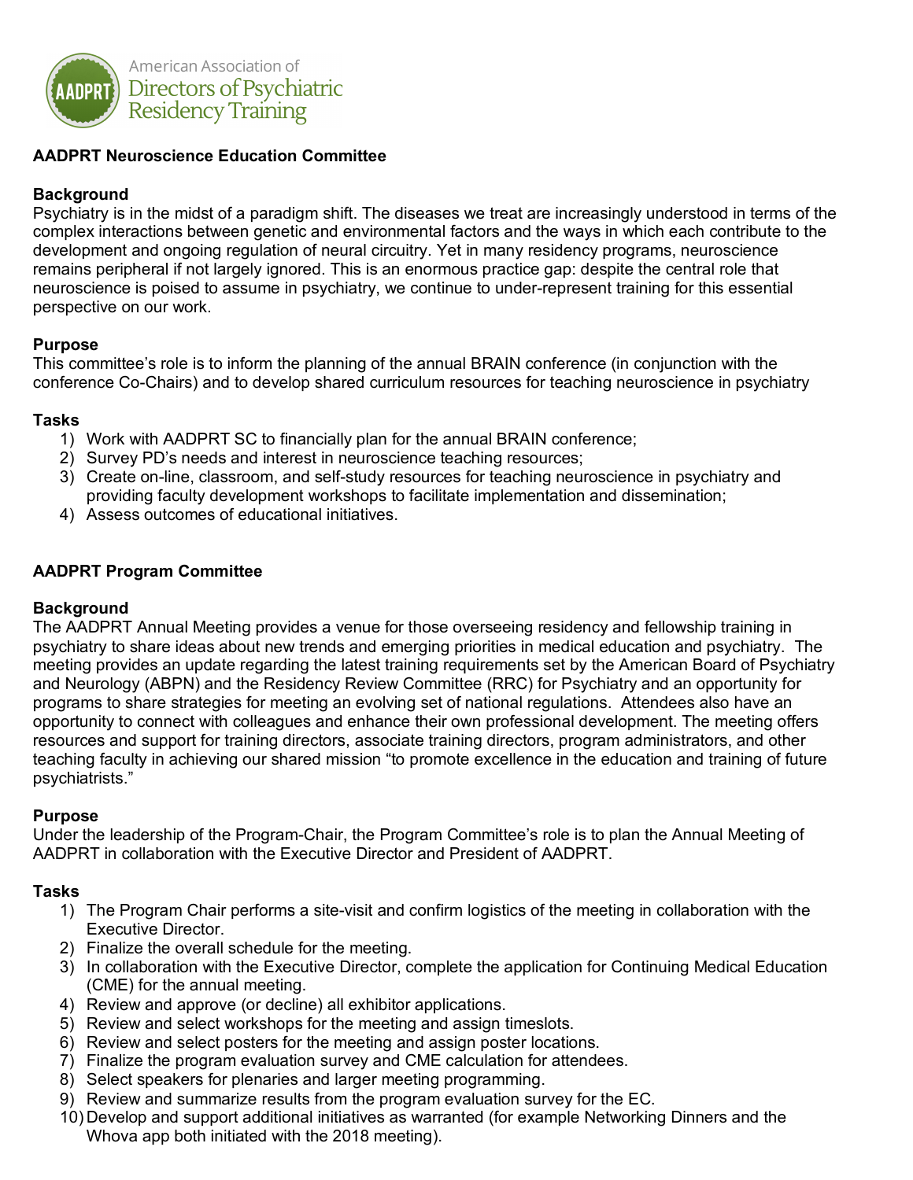American Association of Directors of Psychiatric Residency Training

## AADPRT Neuroscience Education Committee

### Background

Psychiatry is in the midst of a paradigm shift. The diseases we treat are increasingly understood in terms of the complex interactions between genetic and environmental factors and the ways in which each contribute to the development and ongoing regulation of neural circuitry. Yet in many residency programs, neuroscience remains peripheral if not largely ignored. This is an enormous practice gap: despite the central role that neuroscience is poised to assume in psychiatry, we continue to under-represent training for this essential perspective on our work.

### Purpose

This committee's role is to inform the planning of the annual BRAIN conference (in conjunction with the conference Co-Chairs) and to develop shared curriculum resources for teaching neuroscience in psychiatry

### Tasks

1) Work with AADPRT SC to financially plan for the annual BRAIN conference;
2) Survey PD's needs and interest in neuroscience teaching resources;
3) Create on-line, classroom, and self-study resources for teaching neuroscience in psychiatry and providing faculty development workshops to facilitate implementation and dissemination;
4) Assess outcomes of educational initiatives.

## AADPRT Program Committee

### Background

The AADPRT Annual Meeting provides a venue for those overseeing residency and fellowship training in psychiatry to share ideas about new trends and emerging priorities in medical education and psychiatry. The meeting provides an update regarding the latest training requirements set by the American Board of Psychiatry and Neurology (ABPN) and the Residency Review Committee (RRC) for Psychiatry and an opportunity for programs to share strategies for meeting an evolving set of national regulations. Attendees also have an opportunity to connect with colleagues and enhance their own professional development. The meeting offers resources and support for training directors, associate training directors, program administrators, and other teaching faculty in achieving our shared mission "to promote excellence in the education and training of future psychiatrists."

### Purpose

Under the leadership of the Program-Chair, the Program Committee's role is to plan the Annual Meeting of AADPRT in collaboration with the Executive Director and President of AADPRT.

### Tasks

1) The Program Chair performs a site-visit and confirm logistics of the meeting in collaboration with the Executive Director.
2) Finalize the overall schedule for the meeting.
3) In collaboration with the Executive Director, complete the application for Continuing Medical Education (CME) for the annual meeting.
4) Review and approve (or decline) all exhibitor applications.
5) Review and select workshops for the meeting and assign timeslots.
6) Review and select posters for the meeting and assign poster locations.
7) Finalize the program evaluation survey and CME calculation for attendees.
8) Select speakers for plenaries and larger meeting programming.
9) Review and summarize results from the program evaluation survey for the EC.
10) Develop and support additional initiatives as warranted (for example Networking Dinners and the Whova app both initiated with the 2018 meeting).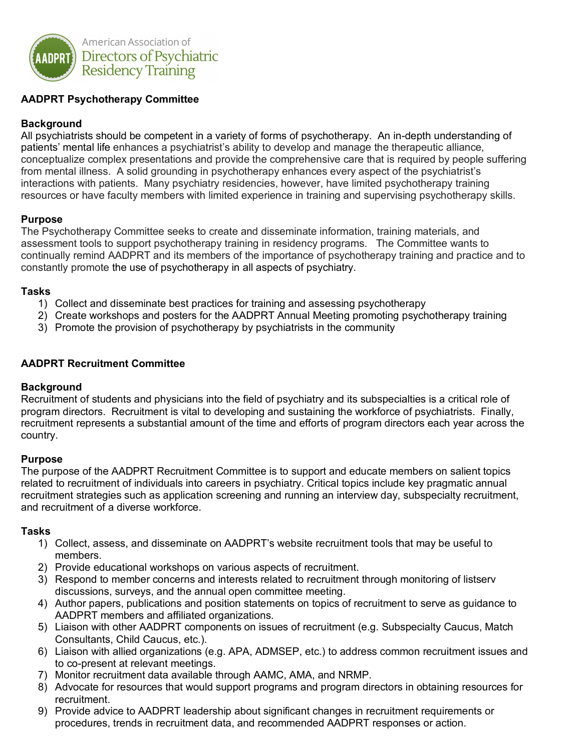American Association of Directors of Psychiatric Residency Training

**AADPRT Psychotherapy Committee**

**Background**
All psychiatrists should be competent in a variety of forms of psychotherapy. An in-depth understanding of patients' mental life enhances a psychiatrist's ability to develop and manage the therapeutic alliance, conceptualize complex presentations and provide the comprehensive care that is required by people suffering from mental illness. A solid grounding in psychotherapy enhances every aspect of the psychiatrist's interactions with patients. Many psychiatry residencies, however, have limited psychotherapy training resources or have faculty members with limited experience in training and supervising psychotherapy skills.

**Purpose**
The Psychotherapy Committee seeks to create and disseminate information, training materials, and assessment tools to support psychotherapy training in residency programs. The Committee wants to continually remind AADPRT and its members of the importance of psychotherapy training and practice and to constantly promote the use of psychotherapy in all aspects of psychiatry.

**Tasks**
1) Collect and disseminate best practices for training and assessing psychotherapy
2) Create workshops and posters for the AADPRT Annual Meeting promoting psychotherapy training
3) Promote the provision of psychotherapy by psychiatrists in the community

**AADPRT Recruitment Committee**

**Background**
Recruitment of students and physicians into the field of psychiatry and its subspecialties is a critical role of program directors. Recruitment is vital to developing and sustaining the workforce of psychiatrists. Finally, recruitment represents a substantial amount of the time and efforts of program directors each year across the country.

**Purpose**
The purpose of the AADPRT Recruitment Committee is to support and educate members on salient topics related to recruitment of individuals into careers in psychiatry. Critical topics include key pragmatic annual recruitment strategies such as application screening and running an interview day, subspecialty recruitment, and recruitment of a diverse workforce.

**Tasks**
1) Collect, assess, and disseminate on AADPRT's website recruitment tools that may be useful to members.
2) Provide educational workshops on various aspects of recruitment.
3) Respond to member concerns and interests related to recruitment through monitoring of listserv discussions, surveys, and the annual open committee meeting.
4) Author papers, publications and position statements on topics of recruitment to serve as guidance to AADPRT members and affiliated organizations.
5) Liaison with other AADPRT components on issues of recruitment (e.g. Subspecialty Caucus, Match Consultants, Child Caucus, etc.).
6) Liaison with allied organizations (e.g. APA, ADMSEP, etc.) to address common recruitment issues and to co-present at relevant meetings.
7) Monitor recruitment data available through AAMC, AMA, and NRMP.
8) Advocate for resources that would support programs and program directors in obtaining resources for recruitment.
9) Provide advice to AADPRT leadership about significant changes in recruitment requirements or procedures, trends in recruitment data, and recommended AADPRT responses or action.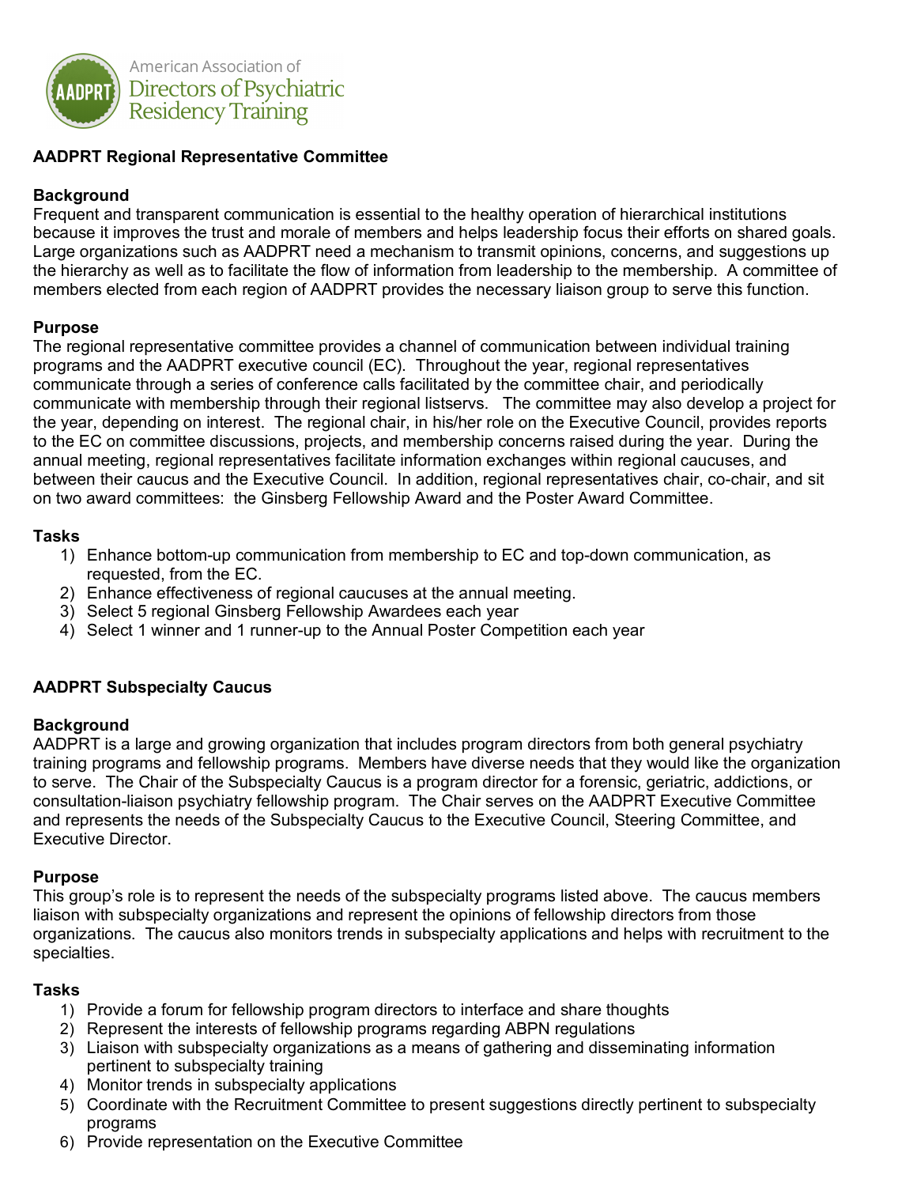American Association of Directors of Psychiatric Residency Training

## AADPRT Regional Representative Committee

### Background

Frequent and transparent communication is essential to the healthy operation of hierarchical institutions because it improves the trust and morale of members and helps leadership focus their efforts on shared goals. Large organizations such as AADPRT need a mechanism to transmit opinions, concerns, and suggestions up the hierarchy as well as to facilitate the flow of information from leadership to the membership. A committee of members elected from each region of AADPRT provides the necessary liaison group to serve this function.

### Purpose

The regional representative committee provides a channel of communication between individual training programs and the AADPRT executive council (EC). Throughout the year, regional representatives communicate through a series of conference calls facilitated by the committee chair, and periodically communicate with membership through their regional listservs. The committee may also develop a project for the year, depending on interest. The regional chair, in his/her role on the Executive Council, provides reports to the EC on committee discussions, projects, and membership concerns raised during the year. During the annual meeting, regional representatives facilitate information exchanges within regional caucuses, and between their caucus and the Executive Council. In addition, regional representatives chair, co-chair, and sit on two award committees: the Ginsberg Fellowship Award and the Poster Award Committee.

### Tasks

1) Enhance bottom-up communication from membership to EC and top-down communication, as requested, from the EC.
2) Enhance effectiveness of regional caucuses at the annual meeting.
3) Select 5 regional Ginsberg Fellowship Awardees each year
4) Select 1 winner and 1 runner-up to the Annual Poster Competition each year

## AADPRT Subspecialty Caucus

### Background

AADPRT is a large and growing organization that includes program directors from both general psychiatry training programs and fellowship programs. Members have diverse needs that they would like the organization to serve. The Chair of the Subspecialty Caucus is a program director for a forensic, geriatric, addictions, or consultation-liaison psychiatry fellowship program. The Chair serves on the AADPRT Executive Committee and represents the needs of the Subspecialty Caucus to the Executive Council, Steering Committee, and Executive Director.

### Purpose

This group's role is to represent the needs of the subspecialty programs listed above. The caucus members liaison with subspecialty organizations and represent the opinions of fellowship directors from those organizations. The caucus also monitors trends in subspecialty applications and helps with recruitment to the specialties.

### Tasks

1) Provide a forum for fellowship program directors to interface and share thoughts
2) Represent the interests of fellowship programs regarding ABPN regulations
3) Liaison with subspecialty organizations as a means of gathering and disseminating information pertinent to subspecialty training
4) Monitor trends in subspecialty applications
5) Coordinate with the Recruitment Committee to present suggestions directly pertinent to subspecialty programs
6) Provide representation on the Executive Committee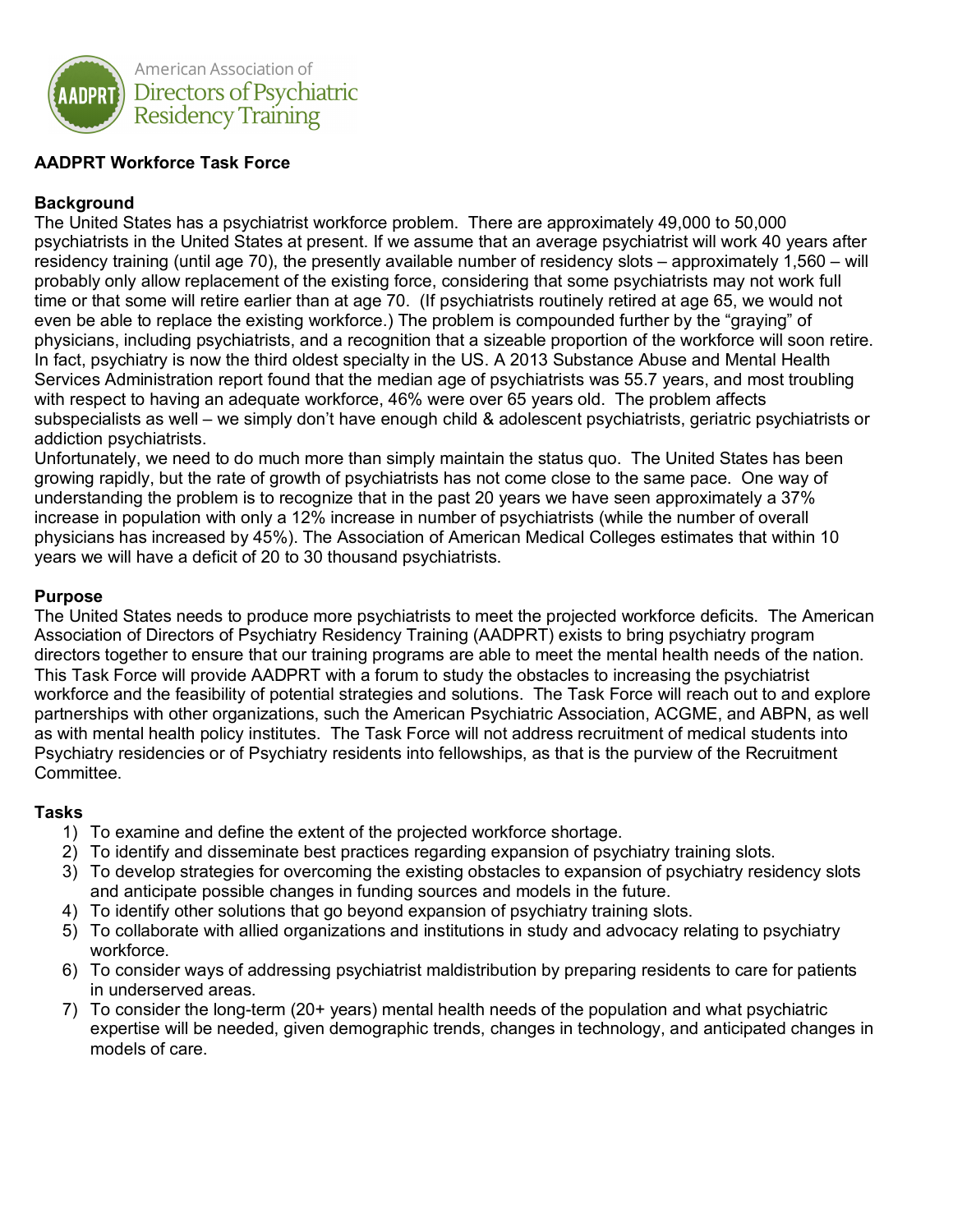American Association of Directors of Psychiatric Residency Training

**AADPRT Workforce Task Force**

**Background**

The United States has a psychiatrist workforce problem. There are approximately 49,000 to 50,000 psychiatrists in the United States at present. If we assume that an average psychiatrist will work 40 years after residency training (until age 70), the presently available number of residency slots – approximately 1,560 – will probably only allow replacement of the existing force, considering that some psychiatrists may not work full time or that some will retire earlier than at age 70. (If psychiatrists routinely retired at age 65, we would not even be able to replace the existing workforce.) The problem is compounded further by the "graying" of physicians, including psychiatrists, and a recognition that a sizeable proportion of the workforce will soon retire. In fact, psychiatry is now the third oldest specialty in the US. A 2013 Substance Abuse and Mental Health Services Administration report found that the median age of psychiatrists was 55.7 years, and most troubling with respect to having an adequate workforce, 46% were over 65 years old. The problem affects subspecialists as well – we simply don't have enough child & adolescent psychiatrists, geriatric psychiatrists or addiction psychiatrists.

Unfortunately, we need to do much more than simply maintain the status quo. The United States has been growing rapidly, but the rate of growth of psychiatrists has not come close to the same pace. One way of understanding the problem is to recognize that in the past 20 years we have seen approximately a 37% increase in population with only a 12% increase in number of psychiatrists (while the number of overall physicians has increased by 45%). The Association of American Medical Colleges estimates that within 10 years we will have a deficit of 20 to 30 thousand psychiatrists.

**Purpose**

The United States needs to produce more psychiatrists to meet the projected workforce deficits. The American Association of Directors of Psychiatry Residency Training (AADPRT) exists to bring psychiatry program directors together to ensure that our training programs are able to meet the mental health needs of the nation. This Task Force will provide AADPRT with a forum to study the obstacles to increasing the psychiatrist workforce and the feasibility of potential strategies and solutions. The Task Force will reach out to and explore partnerships with other organizations, such the American Psychiatric Association, ACGME, and ABPN, as well as with mental health policy institutes. The Task Force will not address recruitment of medical students into Psychiatry residencies or of Psychiatry residents into fellowships, as that is the purview of the Recruitment Committee.

**Tasks**

1) To examine and define the extent of the projected workforce shortage.
2) To identify and disseminate best practices regarding expansion of psychiatry training slots.
3) To develop strategies for overcoming the existing obstacles to expansion of psychiatry residency slots and anticipate possible changes in funding sources and models in the future.
4) To identify other solutions that go beyond expansion of psychiatry training slots.
5) To collaborate with allied organizations and institutions in study and advocacy relating to psychiatry workforce.
6) To consider ways of addressing psychiatrist maldistribution by preparing residents to care for patients in underserved areas.
7) To consider the long-term (20+ years) mental health needs of the population and what psychiatric expertise will be needed, given demographic trends, changes in technology, and anticipated changes in models of care.